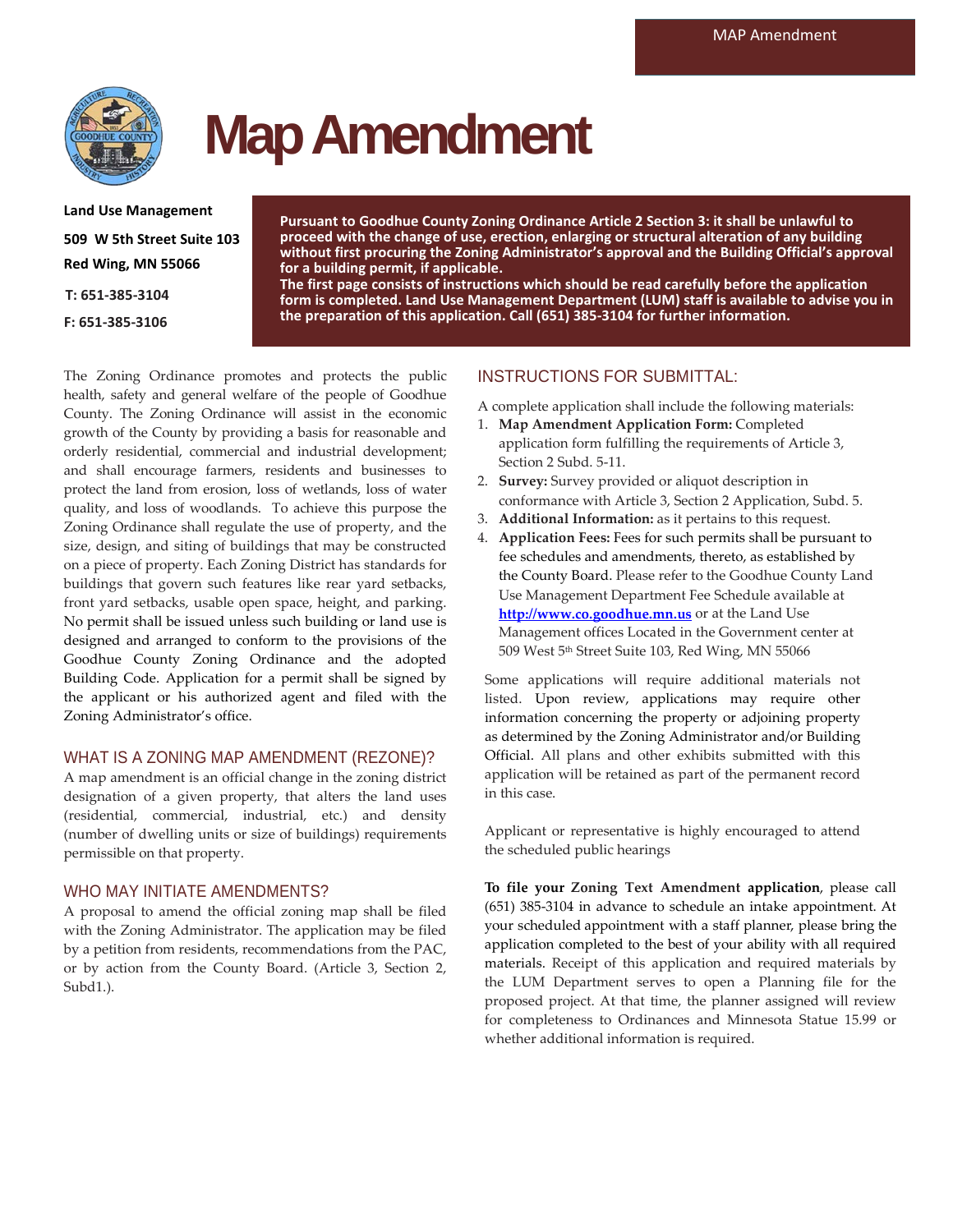MAP Amendment

# Map Amendment

**Land Use Management**

**509 W 5th Street Suite 103**

**Red Wing, MN 55066**

**T: 651-385-3104**

**F: 651-385-3106**

**Pursuant to Goodhue County Zoning Ordinance Article 2 Section 3: it shall be unlawful to proceed with the change of use, erection, enlarging or structural alteration of any building without first procuring the Zoning Administrator's approval and the Building Official's approval for a building permit, if applicable.**
**The first page consists of instructions which should be read carefully before the application form is completed. Land Use Management Department (LUM) staff is available to advise you in the preparation of this application. Call (651) 385-3104 for further information.**

The Zoning Ordinance promotes and protects the public health, safety and general welfare of the people of Goodhue County. The Zoning Ordinance will assist in the economic growth of the County by providing a basis for reasonable and orderly residential, commercial and industrial development; and shall encourage farmers, residents and businesses to protect the land from erosion, loss of wetlands, loss of water quality, and loss of woodlands. To achieve this purpose the Zoning Ordinance shall regulate the use of property, and the size, design, and siting of buildings that may be constructed on a piece of property. Each Zoning District has standards for buildings that govern such features like rear yard setbacks, front yard setbacks, usable open space, height, and parking. No permit shall be issued unless such building or land use is designed and arranged to conform to the provisions of the Goodhue County Zoning Ordinance and the adopted Building Code. Application for a permit shall be signed by the applicant or his authorized agent and filed with the Zoning Administrator's office.

## WHAT IS A ZONING MAP AMENDMENT (REZONE)?

A map amendment is an official change in the zoning district designation of a given property, that alters the land uses (residential, commercial, industrial, etc.) and density (number of dwelling units or size of buildings) requirements permissible on that property.

## WHO MAY INITIATE AMENDMENTS?

A proposal to amend the official zoning map shall be filed with the Zoning Administrator. The application may be filed by a petition from residents, recommendations from the PAC, or by action from the County Board. (Article 3, Section 2, Subd1.).

## INSTRUCTIONS FOR SUBMITTAL:

A complete application shall include the following materials:

1. **Map Amendment Application Form:** Completed application form fulfilling the requirements of Article 3, Section 2 Subd. 5-11.
2. **Survey:** Survey provided or aliquot description in conformance with Article 3, Section 2 Application, Subd. 5.
3. **Additional Information:** as it pertains to this request.
4. **Application Fees:** Fees for such permits shall be pursuant to fee schedules and amendments, thereto, as established by the County Board. Please refer to the Goodhue County Land Use Management Department Fee Schedule available at **http://www.co.goodhue.mn.us** or at the Land Use Management offices Located in the Government center at 509 West 5th Street Suite 103, Red Wing, MN 55066

Some applications will require additional materials not listed. Upon review, applications may require other information concerning the property or adjoining property as determined by the Zoning Administrator and/or Building Official. All plans and other exhibits submitted with this application will be retained as part of the permanent record in this case.

Applicant or representative is highly encouraged to attend the scheduled public hearings

**To file your Zoning Text Amendment application**, please call (651) 385-3104 in advance to schedule an intake appointment. At your scheduled appointment with a staff planner, please bring the application completed to the best of your ability with all required materials. Receipt of this application and required materials by the LUM Department serves to open a Planning file for the proposed project. At that time, the planner assigned will review for completeness to Ordinances and Minnesota Statue 15.99 or whether additional information is required.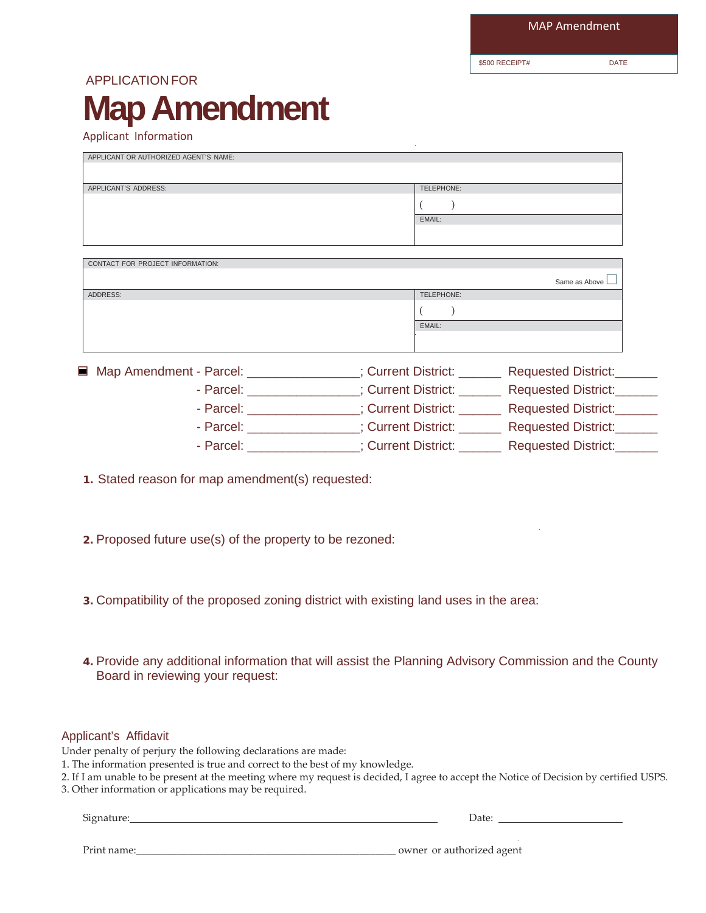| MAP Amendment | |
|---|---|
| $500 RECEIPT# | DATE |

APPLICATION FOR

# Map Amendment

## Applicant Information

| | |
|---|---|
| APPLICANT OR AUTHORIZED AGENT'S NAME: | |
| APPLICANT'S ADDRESS: | TELEPHONE: ( ) |
| | EMAIL: |

| | |
|---|---|
| CONTACT FOR PROJECT INFORMATION: | Same as Above ☐ |
| ADDRESS: | TELEPHONE: ( ) |
| | EMAIL: |

■ Map Amendment - Parcel: _______________; Current District: ______ Requested District:______
- Parcel: _______________; Current District: ______ Requested District:______
- Parcel: _______________; Current District: ______ Requested District:______
- Parcel: _______________; Current District: ______ Requested District:______
- Parcel: _______________; Current District: ______ Requested District:______

**1.** Stated reason for map amendment(s) requested:

**2.** Proposed future use(s) of the property to be rezoned:

**3.** Compatibility of the proposed zoning district with existing land uses in the area:

**4.** Provide any additional information that will assist the Planning Advisory Commission and the County Board in reviewing your request:

## Applicant's Affidavit

Under penalty of perjury the following declarations are made:

1. The information presented is true and correct to the best of my knowledge.
2. If I am unable to be present at the meeting where my request is decided, I agree to accept the Notice of Decision by certified USPS.
3. Other information or applications may be required.

Signature:_______________________________________________ Date: ____________________

Print name:_______________________________________________ owner or authorized agent